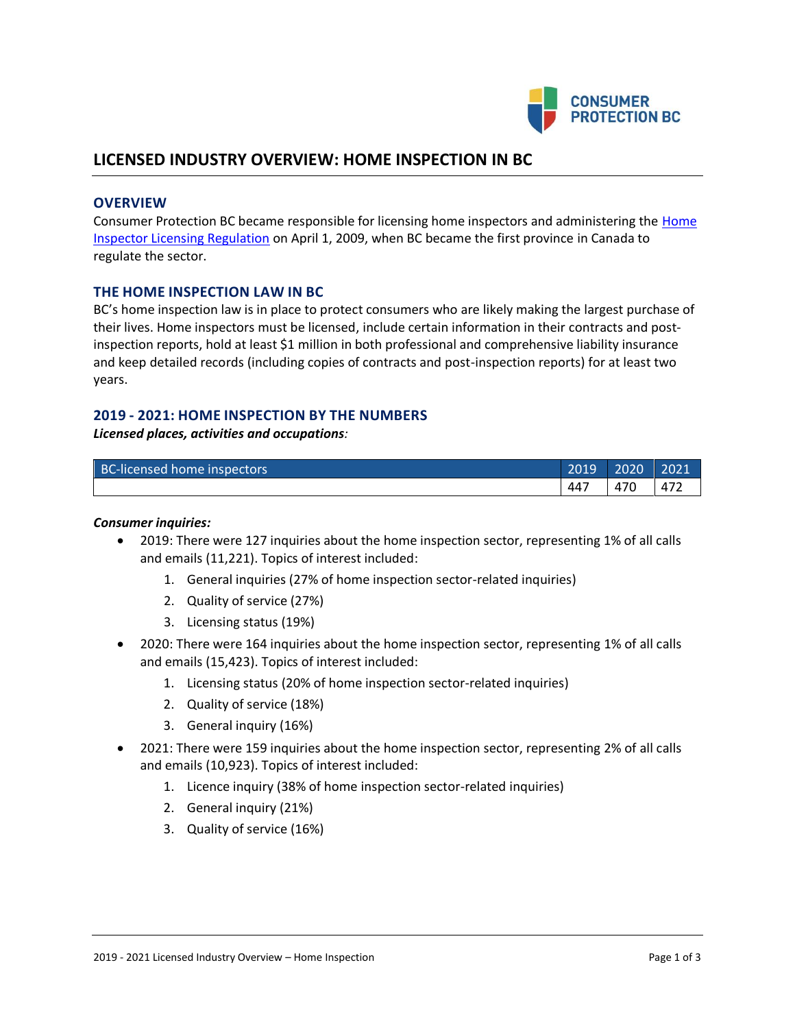# LICENSED INDUSTRY OVERVIEW: HOME INSPECTION IN BC

## OVERVIEW

Consumer Protection BC became responsible for licensing home inspectors and administering the Home Inspector Licensing Regulation on April 1, 2009, when BC became the first province in Canada to regulate the sector.

## THE HOME INSPECTION LAW IN BC

BC's home inspection law is in place to protect consumers who are likely making the largest purchase of their lives. Home inspectors must be licensed, include certain information in their contracts and post-inspection reports, hold at least $1 million in both professional and comprehensive liability insurance and keep detailed records (including copies of contracts and post-inspection reports) for at least two years.

## 2019 - 2021: HOME INSPECTION BY THE NUMBERS

***Licensed places, activities and occupations**:*

| BC-licensed home inspectors | 2019 | 2020 | 2021 |
|---|---|---|---|
| | 447 | 470 | 472 |

***Consumer inquiries:***

- 2019: There were 127 inquiries about the home inspection sector, representing 1% of all calls and emails (11,221). Topics of interest included:
    1. General inquiries (27% of home inspection sector-related inquiries)
    2. Quality of service (27%)
    3. Licensing status (19%)
- 2020: There were 164 inquiries about the home inspection sector, representing 1% of all calls and emails (15,423). Topics of interest included:
    1. Licensing status (20% of home inspection sector-related inquiries)
    2. Quality of service (18%)
    3. General inquiry (16%)
- 2021: There were 159 inquiries about the home inspection sector, representing 2% of all calls and emails (10,923). Topics of interest included:
    1. Licence inquiry (38% of home inspection sector-related inquiries)
    2. General inquiry (21%)
    3. Quality of service (16%)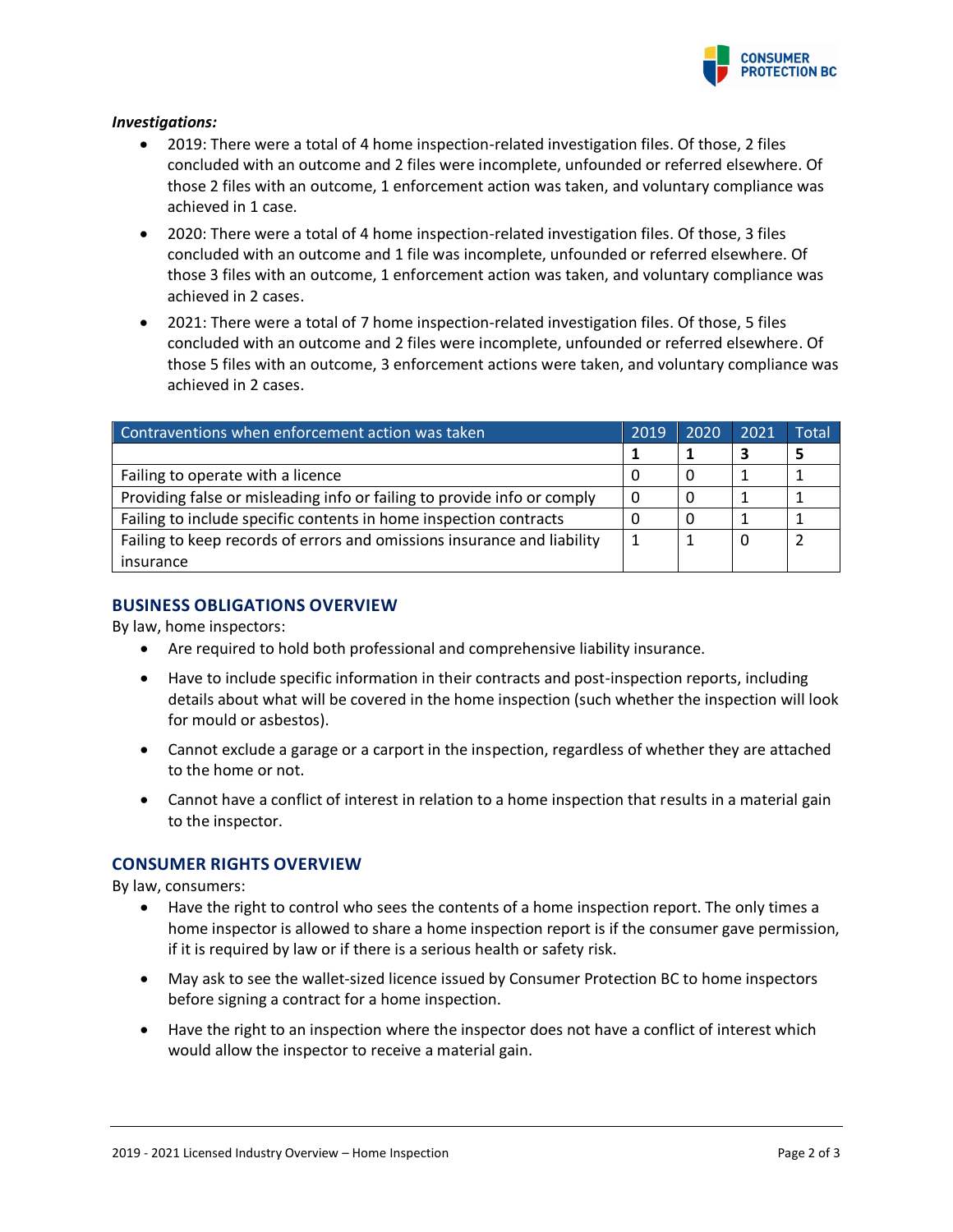***Investigations:***

- 2019: There were a total of 4 home inspection-related investigation files. Of those, 2 files concluded with an outcome and 2 files were incomplete, unfounded or referred elsewhere. Of those 2 files with an outcome, 1 enforcement action was taken, and voluntary compliance was achieved in 1 case.
- 2020: There were a total of 4 home inspection-related investigation files. Of those, 3 files concluded with an outcome and 1 file was incomplete, unfounded or referred elsewhere. Of those 3 files with an outcome, 1 enforcement action was taken, and voluntary compliance was achieved in 2 cases.
- 2021: There were a total of 7 home inspection-related investigation files. Of those, 5 files concluded with an outcome and 2 files were incomplete, unfounded or referred elsewhere. Of those 5 files with an outcome, 3 enforcement actions were taken, and voluntary compliance was achieved in 2 cases.

| Contraventions when enforcement action was taken | 2019 | 2020 | 2021 | Total |
|---|---|---|---|---|
| | **1** | **1** | **3** | **5** |
| Failing to operate with a licence | 0 | 0 | 1 | 1 |
| Providing false or misleading info or failing to provide info or comply | 0 | 0 | 1 | 1 |
| Failing to include specific contents in home inspection contracts | 0 | 0 | 1 | 1 |
| Failing to keep records of errors and omissions insurance and liability insurance | 1 | 1 | 0 | 2 |

## BUSINESS OBLIGATIONS OVERVIEW

By law, home inspectors:

- Are required to hold both professional and comprehensive liability insurance.
- Have to include specific information in their contracts and post-inspection reports, including details about what will be covered in the home inspection (such whether the inspection will look for mould or asbestos).
- Cannot exclude a garage or a carport in the inspection, regardless of whether they are attached to the home or not.
- Cannot have a conflict of interest in relation to a home inspection that results in a material gain to the inspector.

## CONSUMER RIGHTS OVERVIEW

By law, consumers:

- Have the right to control who sees the contents of a home inspection report. The only times a home inspector is allowed to share a home inspection report is if the consumer gave permission, if it is required by law or if there is a serious health or safety risk.
- May ask to see the wallet-sized licence issued by Consumer Protection BC to home inspectors before signing a contract for a home inspection.
- Have the right to an inspection where the inspector does not have a conflict of interest which would allow the inspector to receive a material gain.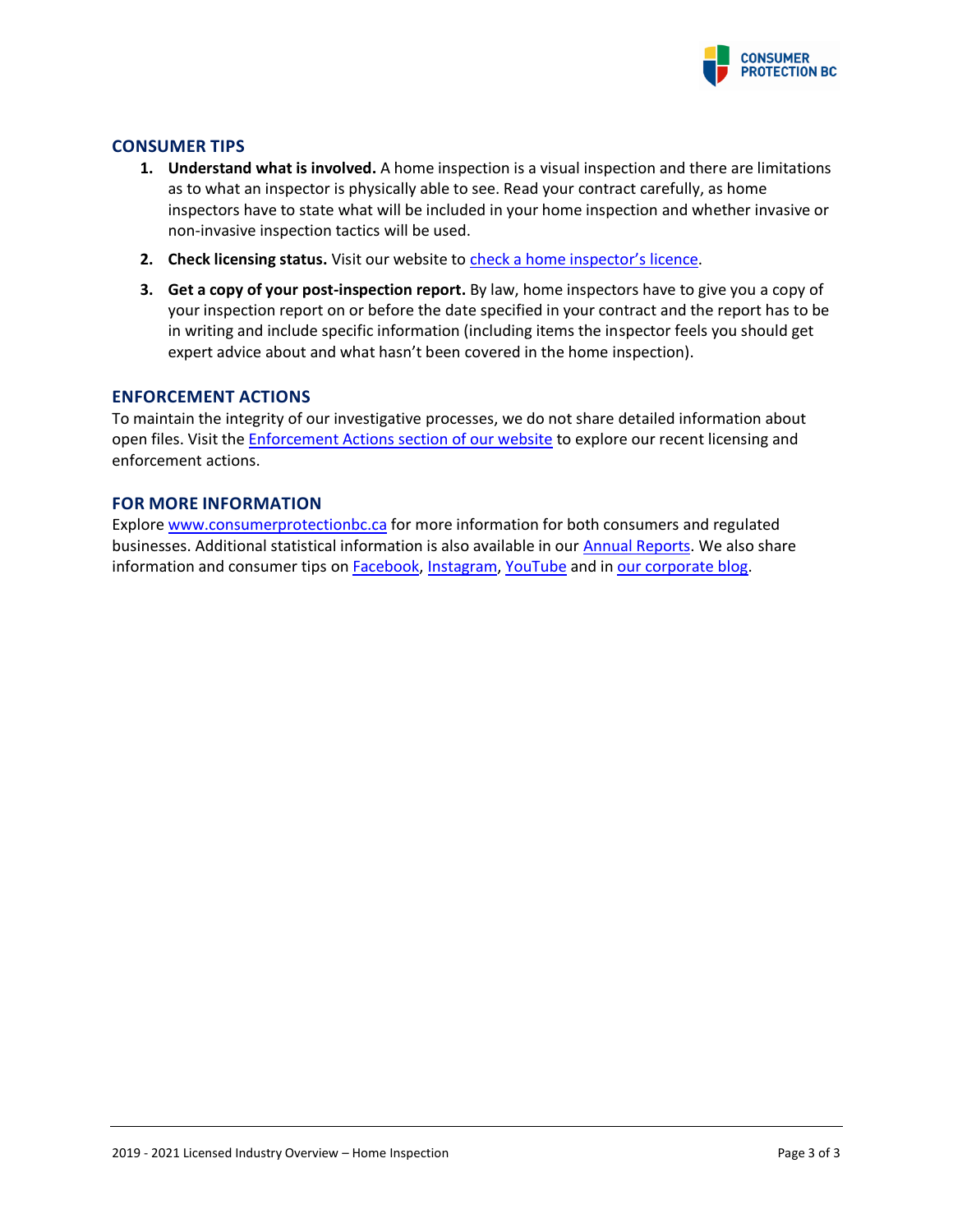## CONSUMER TIPS

1. **Understand what is involved.** A home inspection is a visual inspection and there are limitations as to what an inspector is physically able to see. Read your contract carefully, as home inspectors have to state what will be included in your home inspection and whether invasive or non-invasive inspection tactics will be used.
2. **Check licensing status.** Visit our website to check a home inspector's licence.
3. **Get a copy of your post-inspection report.** By law, home inspectors have to give you a copy of your inspection report on or before the date specified in your contract and the report has to be in writing and include specific information (including items the inspector feels you should get expert advice about and what hasn't been covered in the home inspection).

## ENFORCEMENT ACTIONS

To maintain the integrity of our investigative processes, we do not share detailed information about open files. Visit the Enforcement Actions section of our website to explore our recent licensing and enforcement actions.

## FOR MORE INFORMATION

Explore www.consumerprotectionbc.ca for more information for both consumers and regulated businesses. Additional statistical information is also available in our Annual Reports. We also share information and consumer tips on Facebook, Instagram, YouTube and in our corporate blog.